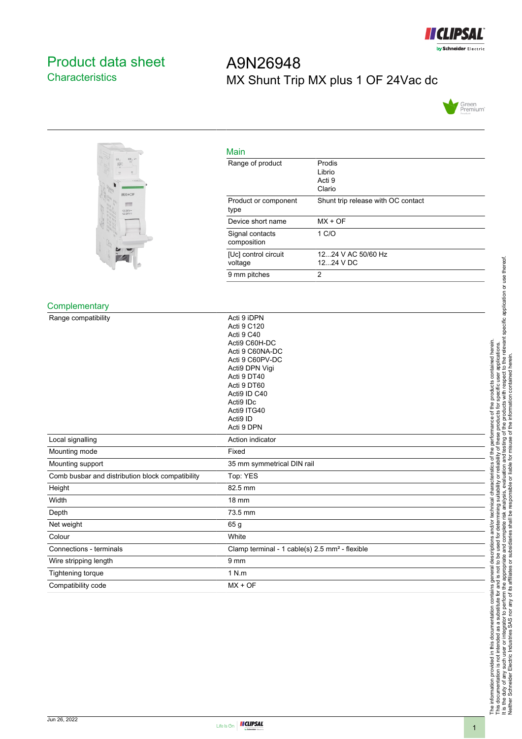# Product data sheet
## Characteristics

# A9N26948
MX Shunt Trip MX plus 1 OF 24Vac dc

### Main

| | |
|---|---|
| Range of product | Prodis<br>Librio<br>Acti 9<br>Clario |
| Product or component type | Shunt trip release with OC contact |
| Device short name | MX + OF |
| Signal contacts composition | 1 C/O |
| [Uc] control circuit voltage | 12...24 V AC 50/60 Hz<br>12...24 V DC |
| 9 mm pitches | 2 |

### Complementary

| | |
|---|---|
| Range compatibility | Acti 9 iDPN<br>Acti 9 C120<br>Acti 9 C40<br>Acti9 C60H-DC<br>Acti 9 C60NA-DC<br>Acti 9 C60PV-DC<br>Acti9 DPN Vigi<br>Acti 9 DT40<br>Acti 9 DT60<br>Acti9 ID C40<br>Acti9 IDc<br>Acti9 ITG40<br>Acti9 ID<br>Acti 9 DPN |
| Local signalling | Action indicator |
| Mounting mode | Fixed |
| Mounting support | 35 mm symmetrical DIN rail |
| Comb busbar and distribution block compatibility | Top: YES |
| Height | 82.5 mm |
| Width | 18 mm |
| Depth | 73.5 mm |
| Net weight | 65 g |
| Colour | White |
| Connections - terminals | Clamp terminal - 1 cable(s) 2.5 mm² - flexible |
| Wire stripping length | 9 mm |
| Tightening torque | 1 N.m |
| Compatibility code | MX + OF |

The information provided in this documentation contains general descriptions and/or technical characteristics of the performance of the products contained herein.
This documentation is not intended as a substitute for and is not to be used for determining suitability or reliability of these products for specific user applications.
It is the duty of any such user or integrator to perform the appropriate and complete risk analysis, evaluation and testing of the products with respect to the relevant specific application or use thereof.
Neither Schneider Electric Industries SAS nor any of its affiliates or subsidiaries shall be responsible or liable for misuse of the information contained herein.

Jun 26, 2022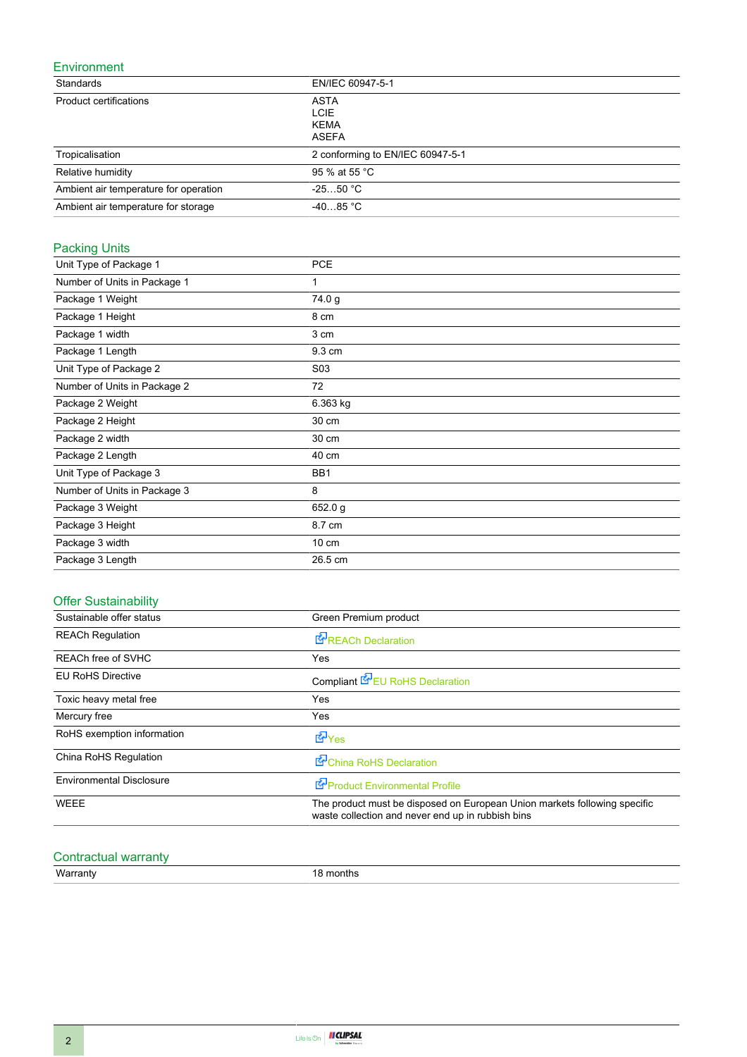## Environment

| | |
|---|---|
| Standards | EN/IEC 60947-5-1 |
| Product certifications | ASTA<br>LCIE<br>KEMA<br>ASEFA |
| Tropicalisation | 2 conforming to EN/IEC 60947-5-1 |
| Relative humidity | 95 % at 55 °C |
| Ambient air temperature for operation | -25…50 °C |
| Ambient air temperature for storage | -40…85 °C |

## Packing Units

| | |
|---|---|
| Unit Type of Package 1 | PCE |
| Number of Units in Package 1 | 1 |
| Package 1 Weight | 74.0 g |
| Package 1 Height | 8 cm |
| Package 1 width | 3 cm |
| Package 1 Length | 9.3 cm |
| Unit Type of Package 2 | S03 |
| Number of Units in Package 2 | 72 |
| Package 2 Weight | 6.363 kg |
| Package 2 Height | 30 cm |
| Package 2 width | 30 cm |
| Package 2 Length | 40 cm |
| Unit Type of Package 3 | BB1 |
| Number of Units in Package 3 | 8 |
| Package 3 Weight | 652.0 g |
| Package 3 Height | 8.7 cm |
| Package 3 width | 10 cm |
| Package 3 Length | 26.5 cm |

## Offer Sustainability

| | |
|---|---|
| Sustainable offer status | Green Premium product |
| REACh Regulation | REACh Declaration |
| REACh free of SVHC | Yes |
| EU RoHS Directive | Compliant EU RoHS Declaration |
| Toxic heavy metal free | Yes |
| Mercury free | Yes |
| RoHS exemption information | Yes |
| China RoHS Regulation | China RoHS Declaration |
| Environmental Disclosure | Product Environmental Profile |
| WEEE | The product must be disposed on European Union markets following specific waste collection and never end up in rubbish bins |

## Contractual warranty

| | |
|---|---|
| Warranty | 18 months |